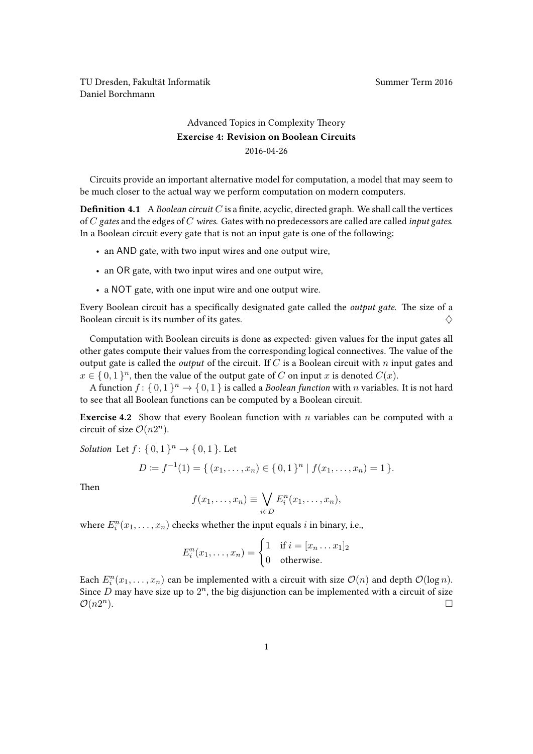TU Dresden, Fakultät Informatik
Daniel Borchmann

Summer Term 2016

# Advanced Topics in Complexity Theory

## Exercise 4: Revision on Boolean Circuits

2016-04-26

Circuits provide an important alternative model for computation, a model that may seem to be much closer to the actual way we perform computation on modern computers.

**Definition 4.1** A *Boolean circuit* $C$ is a finite, acyclic, directed graph. We shall call the vertices of $C$ *gates* and the edges of $C$ *wires*. Gates with no predecessors are called are called *input gates*. In a Boolean circuit every gate that is not an input gate is one of the following:

- an AND gate, with two input wires and one output wire,
- an OR gate, with two input wires and one output wire,
- a NOT gate, with one input wire and one output wire.

Every Boolean circuit has a specifically designated gate called the *output gate*. The size of a Boolean circuit is its number of its gates. $\diamondsuit$

Computation with Boolean circuits is done as expected: given values for the input gates all other gates compute their values from the corresponding logical connectives. The value of the output gate is called the *output* of the circuit. If $C$ is a Boolean circuit with $n$ input gates and $x \in \{0, 1\}^n$, then the value of the output gate of $C$ on input $x$ is denoted $C(x)$.

A function $f : \{0, 1\}^n \to \{0, 1\}$ is called a *Boolean function* with $n$ variables. It is not hard to see that all Boolean functions can be computed by a Boolean circuit.

**Exercise 4.2** Show that every Boolean function with $n$ variables can be computed with a circuit of size $\mathcal{O}(n2^n)$.

*Solution* Let $f : \{0, 1\}^n \to \{0, 1\}$. Let

$$D := f^{-1}(1) = \{ (x_1, \dots, x_n) \in \{0, 1\}^n \mid f(x_1, \dots, x_n) = 1 \}.$$

Then

$$f(x_1, \dots, x_n) \equiv \bigvee_{i \in D} E_i^n(x_1, \dots, x_n),$$

where $E_i^n(x_1, \dots, x_n)$ checks whether the input equals $i$ in binary, i.e.,

$$E_i^n(x_1, \dots, x_n) = \begin{cases} 1 & \text{if } i = [x_n \dots x_1]_2 \\ 0 & \text{otherwise.} \end{cases}$$

Each $E_i^n(x_1, \dots, x_n)$ can be implemented with a circuit with size $\mathcal{O}(n)$ and depth $\mathcal{O}(\log n)$. Since $D$ may have size up to $2^n$, the big disjunction can be implemented with a circuit of size $\mathcal{O}(n2^n)$. $\square$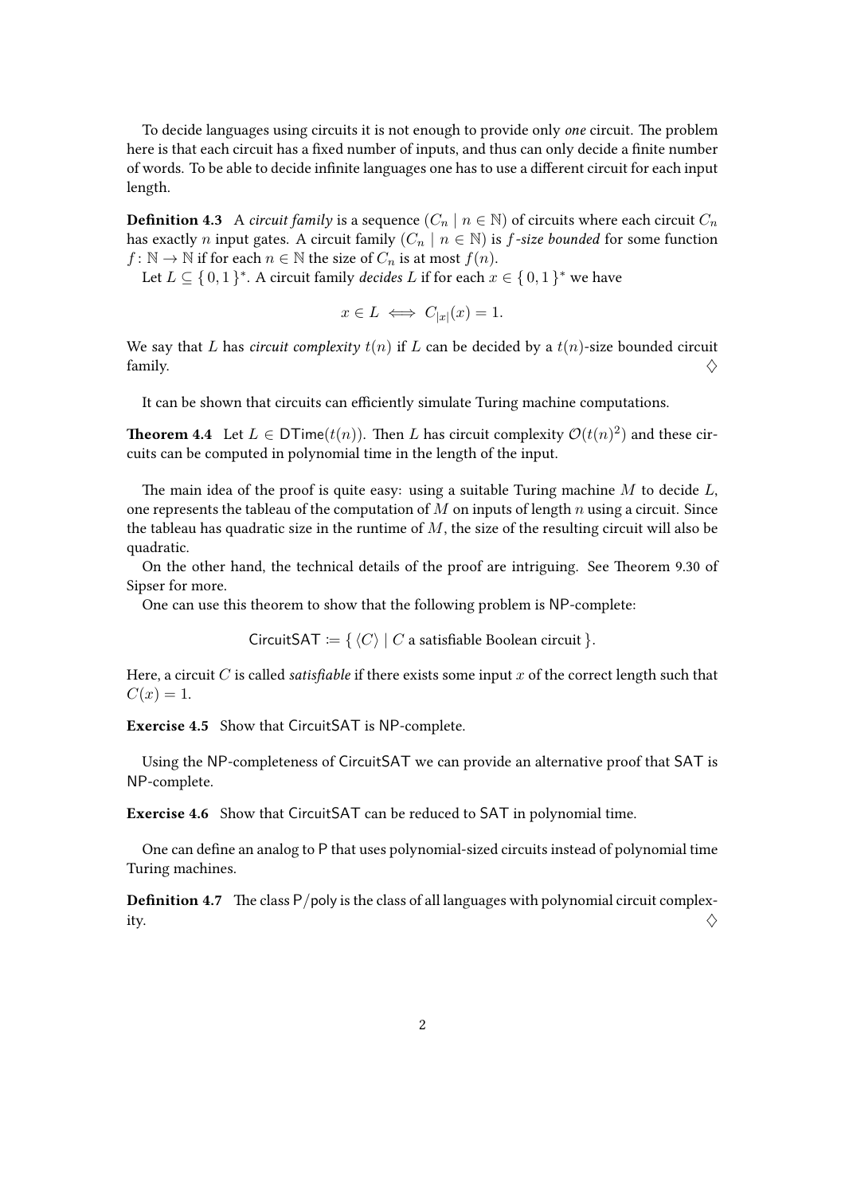To decide languages using circuits it is not enough to provide only *one* circuit. The problem here is that each circuit has a fixed number of inputs, and thus can only decide a finite number of words. To be able to decide infinite languages one has to use a different circuit for each input length.

**Definition 4.3** A *circuit family* is a sequence $(C_n \mid n \in \mathbb{N})$ of circuits where each circuit $C_n$ has exactly $n$ input gates. A circuit family $(C_n \mid n \in \mathbb{N})$ is $f$*-size bounded* for some function $f \colon \mathbb{N} \to \mathbb{N}$ if for each $n \in \mathbb{N}$ the size of $C_n$ is at most $f(n)$.

Let $L \subseteq \{0, 1\}^*$. A circuit family *decides* $L$ if for each $x \in \{0, 1\}^*$ we have

$$x \in L \iff C_{|x|}(x) = 1.$$

We say that $L$ has *circuit complexity* $t(n)$ if $L$ can be decided by a $t(n)$-size bounded circuit family. $\diamondsuit$

It can be shown that circuits can efficiently simulate Turing machine computations.

**Theorem 4.4** Let $L \in \mathsf{DTime}(t(n))$. Then $L$ has circuit complexity $\mathcal{O}(t(n)^2)$ and these circuits can be computed in polynomial time in the length of the input.

The main idea of the proof is quite easy: using a suitable Turing machine $M$ to decide $L$, one represents the tableau of the computation of $M$ on inputs of length $n$ using a circuit. Since the tableau has quadratic size in the runtime of $M$, the size of the resulting circuit will also be quadratic.

On the other hand, the technical details of the proof are intriguing. See Theorem 9.30 of Sipser for more.

One can use this theorem to show that the following problem is NP-complete:

$$\mathsf{CircuitSAT} := \{ \langle C \rangle \mid C \text{ a satisfiable Boolean circuit} \}.$$

Here, a circuit $C$ is called *satisfiable* if there exists some input $x$ of the correct length such that $C(x) = 1$.

**Exercise 4.5** Show that CircuitSAT is NP-complete.

Using the NP-completeness of CircuitSAT we can provide an alternative proof that SAT is NP-complete.

**Exercise 4.6** Show that CircuitSAT can be reduced to SAT in polynomial time.

One can define an analog to P that uses polynomial-sized circuits instead of polynomial time Turing machines.

**Definition 4.7** The class P/poly is the class of all languages with polynomial circuit complexity. $\diamondsuit$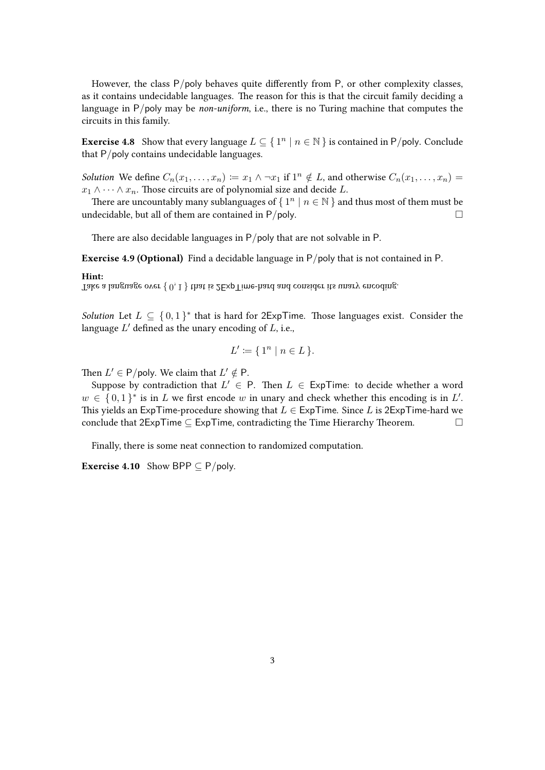However, the class P/poly behaves quite differently from P, or other complexity classes, as it contains undecidable languages. The reason for this is that the circuit family deciding a language in P/poly may be *non-uniform*, i.e., there is no Turing machine that computes the circuits in this family.

**Exercise 4.8** Show that every language $L \subseteq \{ 1^n \mid n \in \mathbb{N} \}$ is contained in P/poly. Conclude that P/poly contains undecidable languages.

*Solution* We define $C_n(x_1, \dots, x_n) \coloneqq x_1 \wedge \neg x_1$ if $1^n \notin L$, and otherwise $C_n(x_1, \dots, x_n) = x_1 \wedge \dots \wedge x_n$. Those circuits are of polynomial size and decide $L$.

There are uncountably many sublanguages of $\{ 1^n \mid n \in \mathbb{N} \}$ and thus most of them must be undecidable, but all of them are contained in P/poly. □

There are also decidable languages in P/poly that are not solvable in P.

**Exercise 4.9 (Optional)** Find a decidable language in P/poly that is not contained in P.

**Hint:**
Take a language over $\{ 0, 1 \}$ that is 2ExpTime-hard and consider its unary encoding.

*Solution* Let $L \subseteq \{ 0, 1 \}^*$ that is hard for 2ExpTime. Those languages exist. Consider the language $L'$ defined as the unary encoding of $L$, i.e.,

$$L' \coloneqq \{ 1^n \mid n \in L \}.$$

Then $L' \in$ P/poly. We claim that $L' \notin$ P.

Suppose by contradiction that $L' \in$ P. Then $L \in$ ExpTime: to decide whether a word $w \in \{ 0, 1 \}^*$ is in $L$ we first encode $w$ in unary and check whether this encoding is in $L'$. This yields an ExpTime-procedure showing that $L \in$ ExpTime. Since $L$ is 2ExpTime-hard we conclude that 2ExpTime $\subseteq$ ExpTime, contradicting the Time Hierarchy Theorem. □

Finally, there is some neat connection to randomized computation.

**Exercise 4.10** Show BPP $\subseteq$ P/poly.